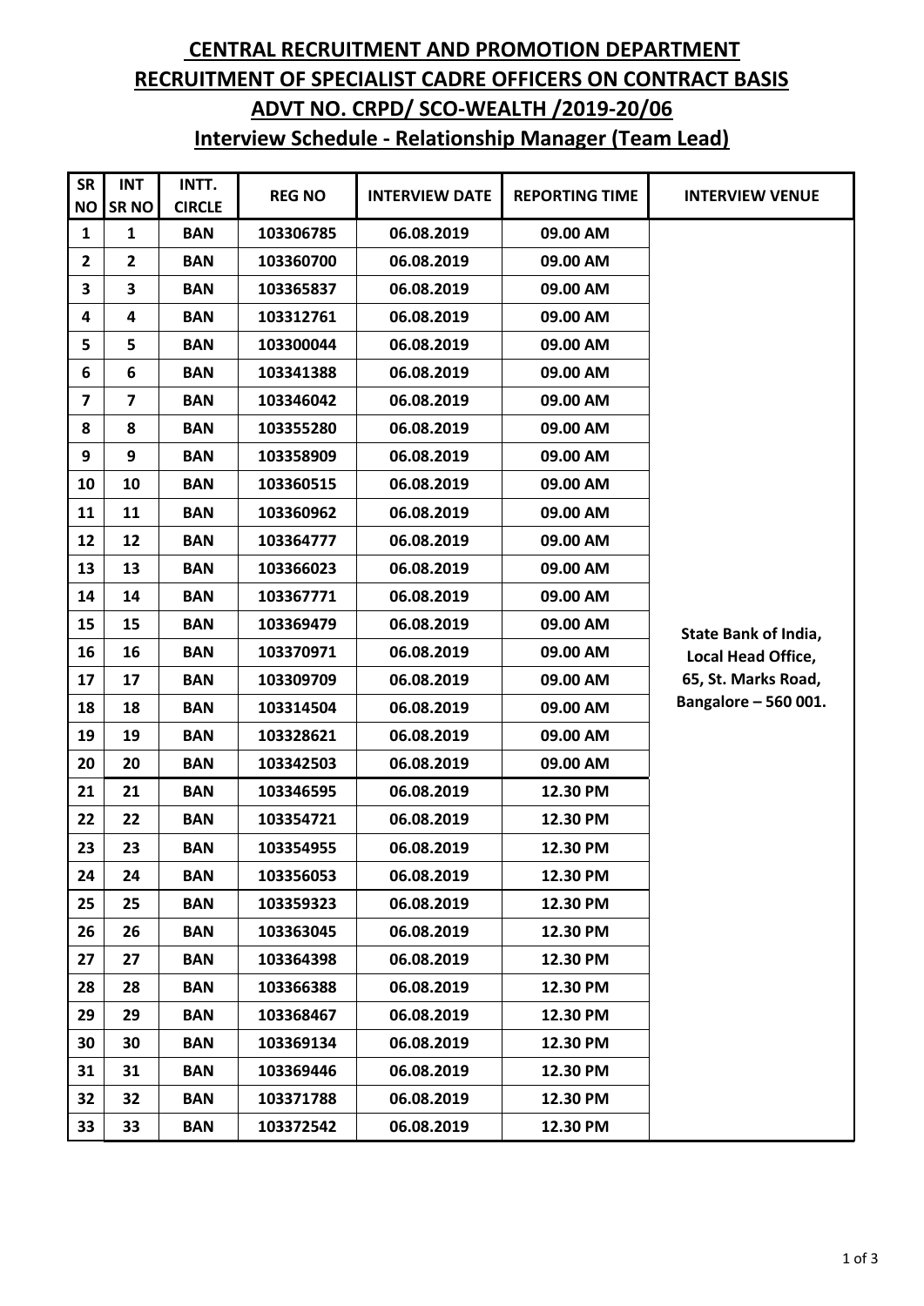# CENTRAL RECRUITMENT AND PROMOTION DEPARTMENT

## RECRUITMENT OF SPECIALIST CADRE OFFICERS ON CONTRACT BASIS

## ADVT NO. CRPD/ SCO-WEALTH /2019-20/06

## Interview Schedule - Relationship Manager (Team Lead)

| SR NO | INT SR NO | INTT. CIRCLE | REG NO | INTERVIEW DATE | REPORTING TIME | INTERVIEW VENUE |
|---|---|---|---|---|---|---|
| 1 | 1 | BAN | 103306785 | 06.08.2019 | 09.00 AM | State Bank of India, Local Head Office, 65, St. Marks Road, Bangalore – 560 001. |
| 2 | 2 | BAN | 103360700 | 06.08.2019 | 09.00 AM | |
| 3 | 3 | BAN | 103365837 | 06.08.2019 | 09.00 AM | |
| 4 | 4 | BAN | 103312761 | 06.08.2019 | 09.00 AM | |
| 5 | 5 | BAN | 103300044 | 06.08.2019 | 09.00 AM | |
| 6 | 6 | BAN | 103341388 | 06.08.2019 | 09.00 AM | |
| 7 | 7 | BAN | 103346042 | 06.08.2019 | 09.00 AM | |
| 8 | 8 | BAN | 103355280 | 06.08.2019 | 09.00 AM | |
| 9 | 9 | BAN | 103358909 | 06.08.2019 | 09.00 AM | |
| 10 | 10 | BAN | 103360515 | 06.08.2019 | 09.00 AM | |
| 11 | 11 | BAN | 103360962 | 06.08.2019 | 09.00 AM | |
| 12 | 12 | BAN | 103364777 | 06.08.2019 | 09.00 AM | |
| 13 | 13 | BAN | 103366023 | 06.08.2019 | 09.00 AM | |
| 14 | 14 | BAN | 103367771 | 06.08.2019 | 09.00 AM | |
| 15 | 15 | BAN | 103369479 | 06.08.2019 | 09.00 AM | |
| 16 | 16 | BAN | 103370971 | 06.08.2019 | 09.00 AM | |
| 17 | 17 | BAN | 103309709 | 06.08.2019 | 09.00 AM | |
| 18 | 18 | BAN | 103314504 | 06.08.2019 | 09.00 AM | |
| 19 | 19 | BAN | 103328621 | 06.08.2019 | 09.00 AM | |
| 20 | 20 | BAN | 103342503 | 06.08.2019 | 09.00 AM | |
| 21 | 21 | BAN | 103346595 | 06.08.2019 | 12.30 PM | |
| 22 | 22 | BAN | 103354721 | 06.08.2019 | 12.30 PM | |
| 23 | 23 | BAN | 103354955 | 06.08.2019 | 12.30 PM | |
| 24 | 24 | BAN | 103356053 | 06.08.2019 | 12.30 PM | |
| 25 | 25 | BAN | 103359323 | 06.08.2019 | 12.30 PM | |
| 26 | 26 | BAN | 103363045 | 06.08.2019 | 12.30 PM | |
| 27 | 27 | BAN | 103364398 | 06.08.2019 | 12.30 PM | |
| 28 | 28 | BAN | 103366388 | 06.08.2019 | 12.30 PM | |
| 29 | 29 | BAN | 103368467 | 06.08.2019 | 12.30 PM | |
| 30 | 30 | BAN | 103369134 | 06.08.2019 | 12.30 PM | |
| 31 | 31 | BAN | 103369446 | 06.08.2019 | 12.30 PM | |
| 32 | 32 | BAN | 103371788 | 06.08.2019 | 12.30 PM | |
| 33 | 33 | BAN | 103372542 | 06.08.2019 | 12.30 PM | |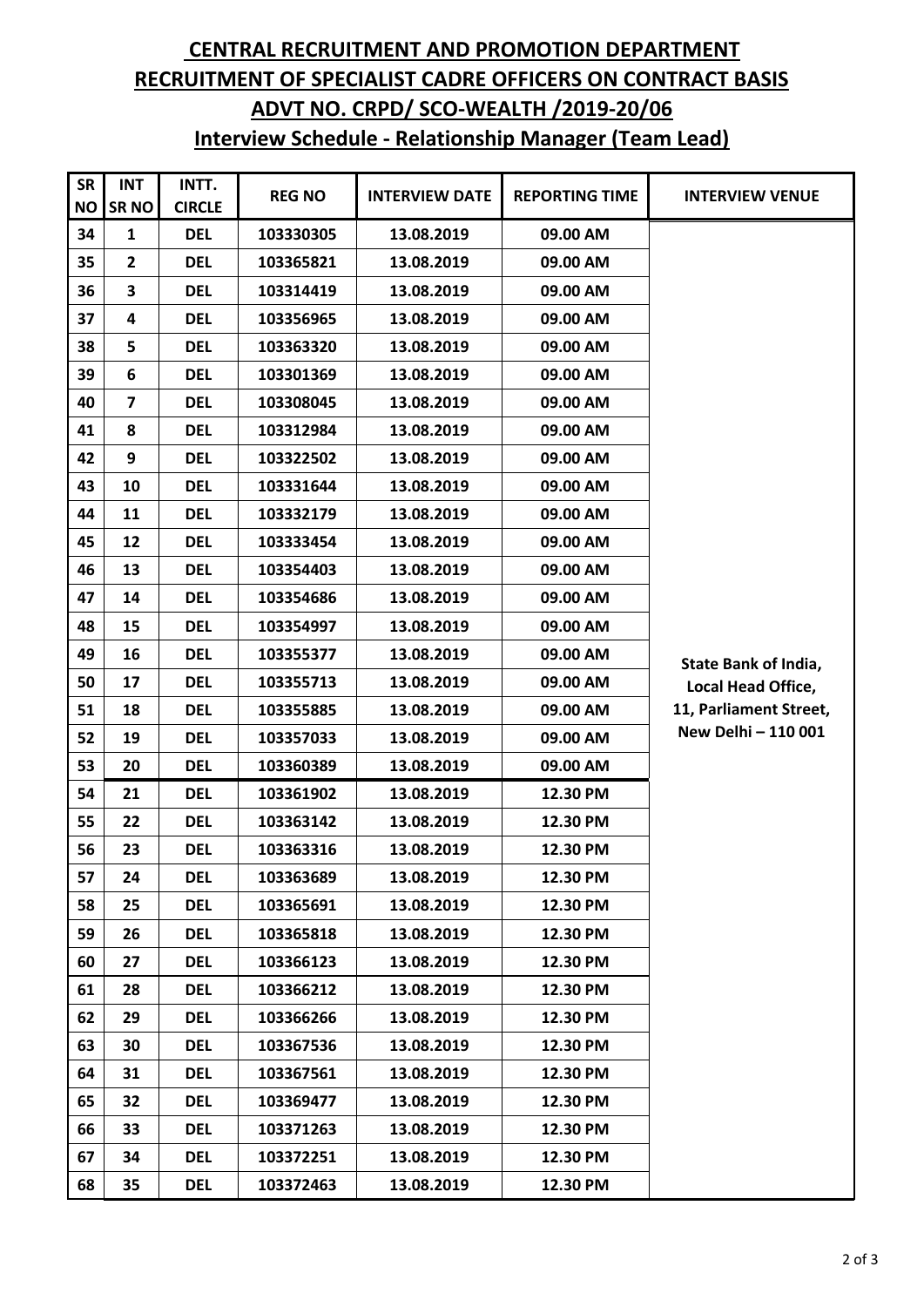# CENTRAL RECRUITMENT AND PROMOTION DEPARTMENT

## RECRUITMENT OF SPECIALIST CADRE OFFICERS ON CONTRACT BASIS

## ADVT NO. CRPD/ SCO-WEALTH /2019-20/06

## Interview Schedule - Relationship Manager (Team Lead)

| SR NO | INT SR NO | INTT. CIRCLE | REG NO | INTERVIEW DATE | REPORTING TIME | INTERVIEW VENUE |
|---|---|---|---|---|---|---|
| 34 | 1 | DEL | 103330305 | 13.08.2019 | 09.00 AM | State Bank of India, Local Head Office, 11, Parliament Street, New Delhi – 110 001 |
| 35 | 2 | DEL | 103365821 | 13.08.2019 | 09.00 AM | |
| 36 | 3 | DEL | 103314419 | 13.08.2019 | 09.00 AM | |
| 37 | 4 | DEL | 103356965 | 13.08.2019 | 09.00 AM | |
| 38 | 5 | DEL | 103363320 | 13.08.2019 | 09.00 AM | |
| 39 | 6 | DEL | 103301369 | 13.08.2019 | 09.00 AM | |
| 40 | 7 | DEL | 103308045 | 13.08.2019 | 09.00 AM | |
| 41 | 8 | DEL | 103312984 | 13.08.2019 | 09.00 AM | |
| 42 | 9 | DEL | 103322502 | 13.08.2019 | 09.00 AM | |
| 43 | 10 | DEL | 103331644 | 13.08.2019 | 09.00 AM | |
| 44 | 11 | DEL | 103332179 | 13.08.2019 | 09.00 AM | |
| 45 | 12 | DEL | 103333454 | 13.08.2019 | 09.00 AM | |
| 46 | 13 | DEL | 103354403 | 13.08.2019 | 09.00 AM | |
| 47 | 14 | DEL | 103354686 | 13.08.2019 | 09.00 AM | |
| 48 | 15 | DEL | 103354997 | 13.08.2019 | 09.00 AM | |
| 49 | 16 | DEL | 103355377 | 13.08.2019 | 09.00 AM | |
| 50 | 17 | DEL | 103355713 | 13.08.2019 | 09.00 AM | |
| 51 | 18 | DEL | 103355885 | 13.08.2019 | 09.00 AM | |
| 52 | 19 | DEL | 103357033 | 13.08.2019 | 09.00 AM | |
| 53 | 20 | DEL | 103360389 | 13.08.2019 | 09.00 AM | |
| 54 | 21 | DEL | 103361902 | 13.08.2019 | 12.30 PM | |
| 55 | 22 | DEL | 103363142 | 13.08.2019 | 12.30 PM | |
| 56 | 23 | DEL | 103363316 | 13.08.2019 | 12.30 PM | |
| 57 | 24 | DEL | 103363689 | 13.08.2019 | 12.30 PM | |
| 58 | 25 | DEL | 103365691 | 13.08.2019 | 12.30 PM | |
| 59 | 26 | DEL | 103365818 | 13.08.2019 | 12.30 PM | |
| 60 | 27 | DEL | 103366123 | 13.08.2019 | 12.30 PM | |
| 61 | 28 | DEL | 103366212 | 13.08.2019 | 12.30 PM | |
| 62 | 29 | DEL | 103366266 | 13.08.2019 | 12.30 PM | |
| 63 | 30 | DEL | 103367536 | 13.08.2019 | 12.30 PM | |
| 64 | 31 | DEL | 103367561 | 13.08.2019 | 12.30 PM | |
| 65 | 32 | DEL | 103369477 | 13.08.2019 | 12.30 PM | |
| 66 | 33 | DEL | 103371263 | 13.08.2019 | 12.30 PM | |
| 67 | 34 | DEL | 103372251 | 13.08.2019 | 12.30 PM | |
| 68 | 35 | DEL | 103372463 | 13.08.2019 | 12.30 PM | |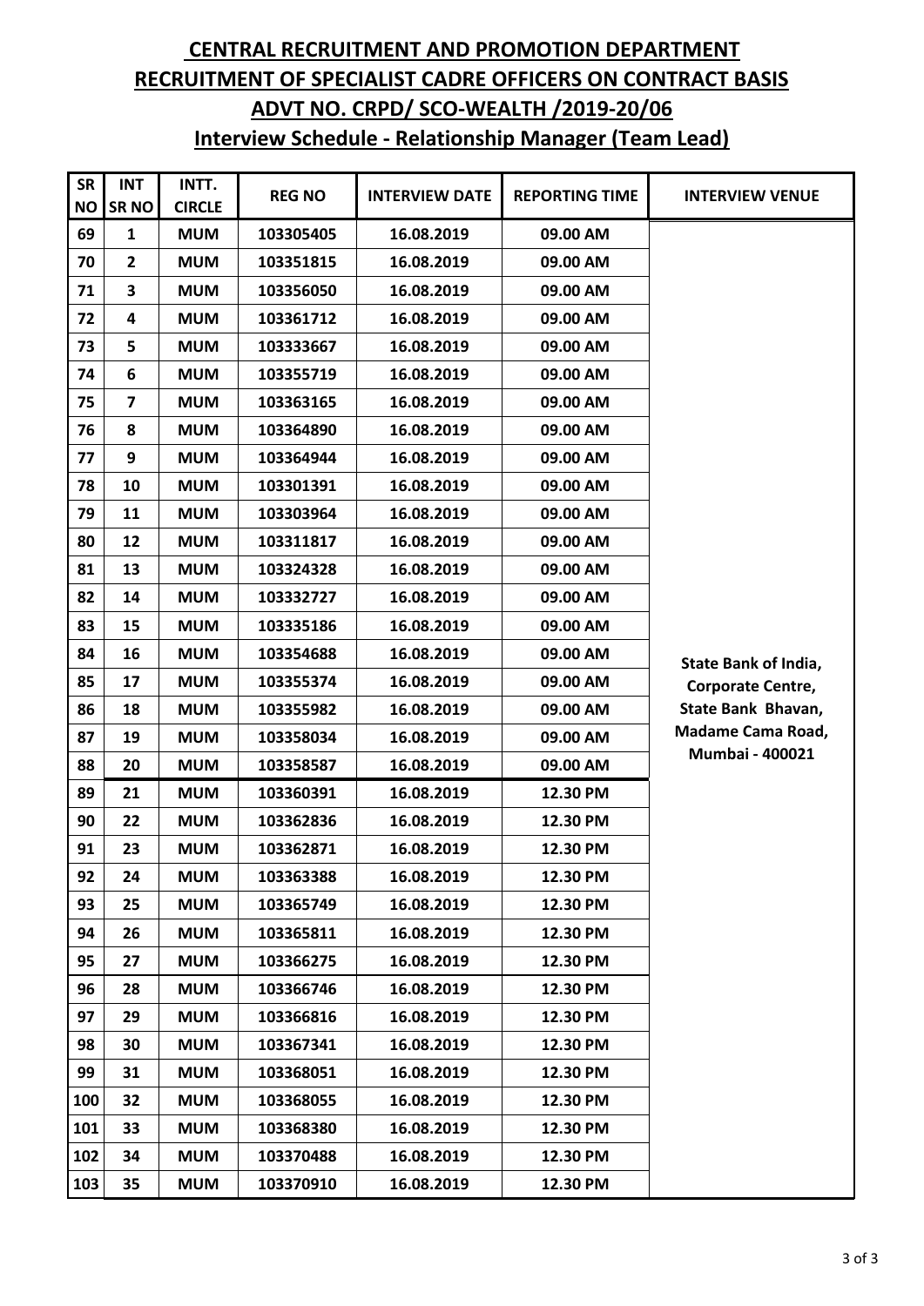# CENTRAL RECRUITMENT AND PROMOTION DEPARTMENT

## RECRUITMENT OF SPECIALIST CADRE OFFICERS ON CONTRACT BASIS

## ADVT NO. CRPD/ SCO-WEALTH /2019-20/06

## Interview Schedule - Relationship Manager (Team Lead)

| SR NO | INT SR NO | INTT. CIRCLE | REG NO | INTERVIEW DATE | REPORTING TIME | INTERVIEW VENUE |
|---|---|---|---|---|---|---|
| 69 | 1 | MUM | 103305405 | 16.08.2019 | 09.00 AM | State Bank of India, Corporate Centre, State Bank Bhavan, Madame Cama Road, Mumbai - 400021 |
| 70 | 2 | MUM | 103351815 | 16.08.2019 | 09.00 AM | |
| 71 | 3 | MUM | 103356050 | 16.08.2019 | 09.00 AM | |
| 72 | 4 | MUM | 103361712 | 16.08.2019 | 09.00 AM | |
| 73 | 5 | MUM | 103333667 | 16.08.2019 | 09.00 AM | |
| 74 | 6 | MUM | 103355719 | 16.08.2019 | 09.00 AM | |
| 75 | 7 | MUM | 103363165 | 16.08.2019 | 09.00 AM | |
| 76 | 8 | MUM | 103364890 | 16.08.2019 | 09.00 AM | |
| 77 | 9 | MUM | 103364944 | 16.08.2019 | 09.00 AM | |
| 78 | 10 | MUM | 103301391 | 16.08.2019 | 09.00 AM | |
| 79 | 11 | MUM | 103303964 | 16.08.2019 | 09.00 AM | |
| 80 | 12 | MUM | 103311817 | 16.08.2019 | 09.00 AM | |
| 81 | 13 | MUM | 103324328 | 16.08.2019 | 09.00 AM | |
| 82 | 14 | MUM | 103332727 | 16.08.2019 | 09.00 AM | |
| 83 | 15 | MUM | 103335186 | 16.08.2019 | 09.00 AM | |
| 84 | 16 | MUM | 103354688 | 16.08.2019 | 09.00 AM | |
| 85 | 17 | MUM | 103355374 | 16.08.2019 | 09.00 AM | |
| 86 | 18 | MUM | 103355982 | 16.08.2019 | 09.00 AM | |
| 87 | 19 | MUM | 103358034 | 16.08.2019 | 09.00 AM | |
| 88 | 20 | MUM | 103358587 | 16.08.2019 | 09.00 AM | |
| 89 | 21 | MUM | 103360391 | 16.08.2019 | 12.30 PM | |
| 90 | 22 | MUM | 103362836 | 16.08.2019 | 12.30 PM | |
| 91 | 23 | MUM | 103362871 | 16.08.2019 | 12.30 PM | |
| 92 | 24 | MUM | 103363388 | 16.08.2019 | 12.30 PM | |
| 93 | 25 | MUM | 103365749 | 16.08.2019 | 12.30 PM | |
| 94 | 26 | MUM | 103365811 | 16.08.2019 | 12.30 PM | |
| 95 | 27 | MUM | 103366275 | 16.08.2019 | 12.30 PM | |
| 96 | 28 | MUM | 103366746 | 16.08.2019 | 12.30 PM | |
| 97 | 29 | MUM | 103366816 | 16.08.2019 | 12.30 PM | |
| 98 | 30 | MUM | 103367341 | 16.08.2019 | 12.30 PM | |
| 99 | 31 | MUM | 103368051 | 16.08.2019 | 12.30 PM | |
| 100 | 32 | MUM | 103368055 | 16.08.2019 | 12.30 PM | |
| 101 | 33 | MUM | 103368380 | 16.08.2019 | 12.30 PM | |
| 102 | 34 | MUM | 103370488 | 16.08.2019 | 12.30 PM | |
| 103 | 35 | MUM | 103370910 | 16.08.2019 | 12.30 PM | |